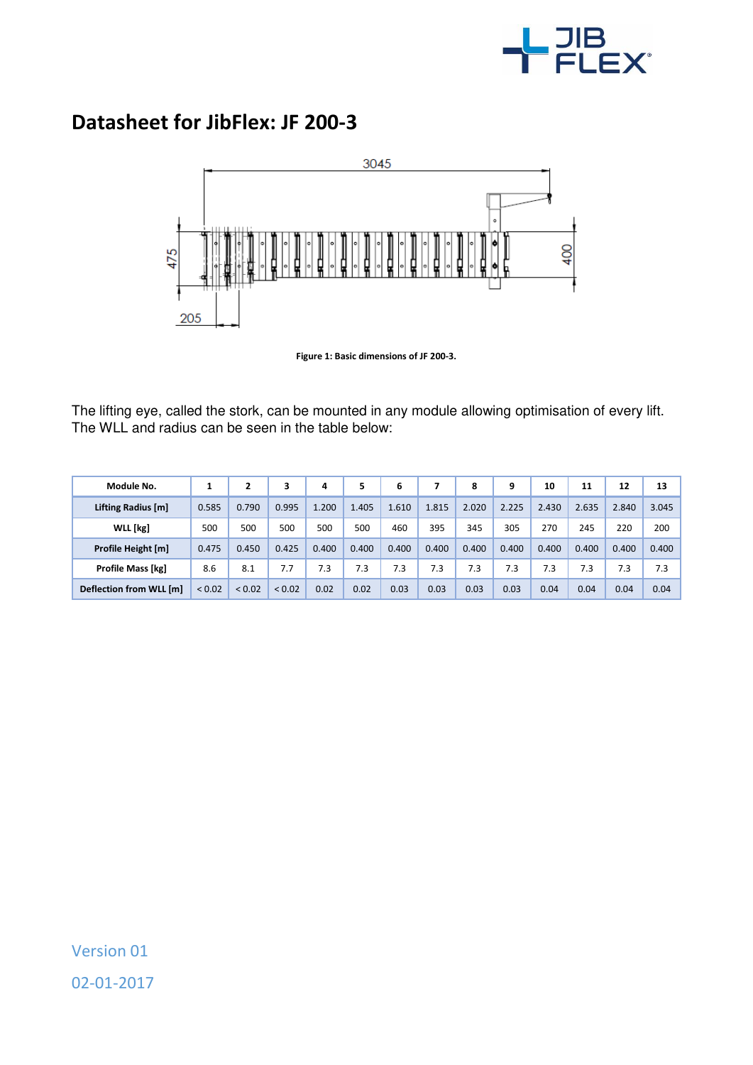# Datasheet for JibFlex: JF 200-3

**Figure 1: Basic dimensions of JF 200-3.**

The lifting eye, called the stork, can be mounted in any module allowing optimisation of every lift. The WLL and radius can be seen in the table below:

| Module No. | 1 | 2 | 3 | 4 | 5 | 6 | 7 | 8 | 9 | 10 | 11 | 12 | 13 |
|---|---|---|---|---|---|---|---|---|---|---|---|---|---|
| **Lifting Radius [m]** | 0.585 | 0.790 | 0.995 | 1.200 | 1.405 | 1.610 | 1.815 | 2.020 | 2.225 | 2.430 | 2.635 | 2.840 | 3.045 |
| **WLL [kg]** | 500 | 500 | 500 | 500 | 500 | 460 | 395 | 345 | 305 | 270 | 245 | 220 | 200 |
| **Profile Height [m]** | 0.475 | 0.450 | 0.425 | 0.400 | 0.400 | 0.400 | 0.400 | 0.400 | 0.400 | 0.400 | 0.400 | 0.400 | 0.400 |
| **Profile Mass [kg]** | 8.6 | 8.1 | 7.7 | 7.3 | 7.3 | 7.3 | 7.3 | 7.3 | 7.3 | 7.3 | 7.3 | 7.3 | 7.3 |
| **Deflection from WLL [m]** | < 0.02 | < 0.02 | < 0.02 | 0.02 | 0.02 | 0.03 | 0.03 | 0.03 | 0.03 | 0.04 | 0.04 | 0.04 | 0.04 |

Version 01

02-01-2017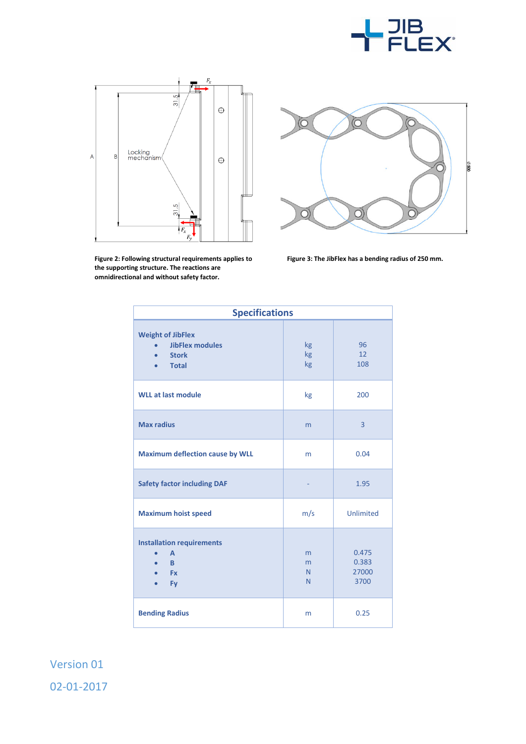A

B

31.5

31.5

Locking mechanism

$F_x$

$F_x$

$F_y$

Ø 500

**Figure 2: Following structural requirements applies to the supporting structure. The reactions are omnidirectional and without safety factor.**

**Figure 3: The JibFlex has a bending radius of 250 mm.**

| Specifications | | |
|---|---|---|
| **Weight of JibFlex**<br>• **JibFlex modules**<br>• **Stork**<br>• **Total** | kg<br>kg<br>kg | 96<br>12<br>108 |
| **WLL at last module** | kg | 200 |
| **Max radius** | m | 3 |
| **Maximum deflection cause by WLL** | m | 0.04 |
| **Safety factor including DAF** | - | 1.95 |
| **Maximum hoist speed** | m/s | Unlimited |
| **Installation requirements**<br>• **A**<br>• **B**<br>• **Fx**<br>• **Fy** | m<br>m<br>N<br>N | 0.475<br>0.383<br>27000<br>3700 |
| **Bending Radius** | m | 0.25 |

Version 01

02-01-2017